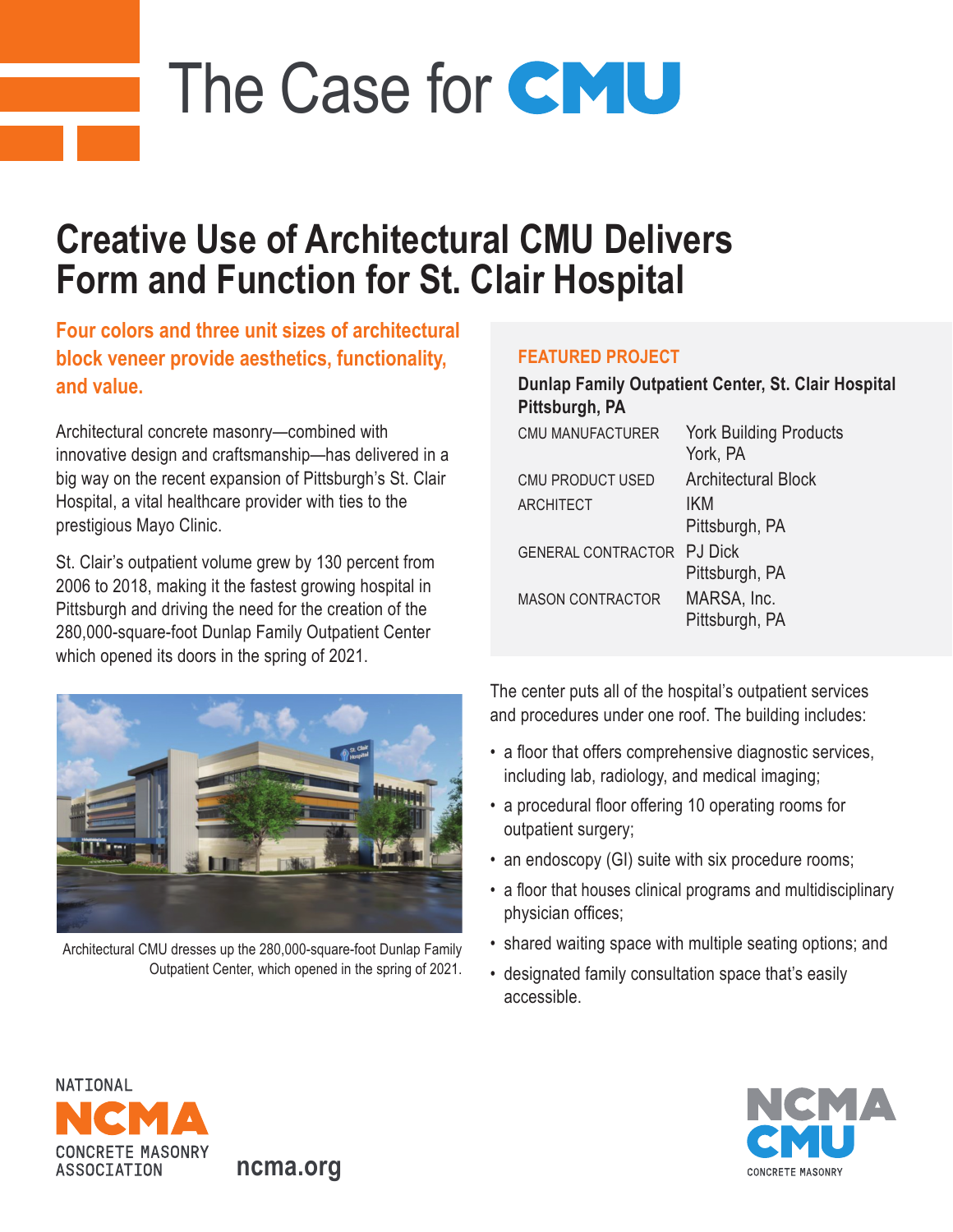# The Case for CMU

## Creative Use of Architectural CMU Delivers Form and Function for St. Clair Hospital

**Four colors and three unit sizes of architectural block veneer provide aesthetics, functionality, and value.**

Architectural concrete masonry—combined with innovative design and craftsmanship—has delivered in a big way on the recent expansion of Pittsburgh's St. Clair Hospital, a vital healthcare provider with ties to the prestigious Mayo Clinic.

St. Clair's outpatient volume grew by 130 percent from 2006 to 2018, making it the fastest growing hospital in Pittsburgh and driving the need for the creation of the 280,000-square-foot Dunlap Family Outpatient Center which opened its doors in the spring of 2021.

Architectural CMU dresses up the 280,000-square-foot Dunlap Family Outpatient Center, which opened in the spring of 2021.

### FEATURED PROJECT

**Dunlap Family Outpatient Center, St. Clair Hospital Pittsburgh, PA**

| | |
|---|---|
| CMU MANUFACTURER | York Building Products York, PA |
| CMU PRODUCT USED | Architectural Block |
| ARCHITECT | IKM Pittsburgh, PA |
| GENERAL CONTRACTOR | PJ Dick Pittsburgh, PA |
| MASON CONTRACTOR | MARSA, Inc. Pittsburgh, PA |

The center puts all of the hospital's outpatient services and procedures under one roof. The building includes:

- a floor that offers comprehensive diagnostic services, including lab, radiology, and medical imaging;
- a procedural floor offering 10 operating rooms for outpatient surgery;
- an endoscopy (GI) suite with six procedure rooms;
- a floor that houses clinical programs and multidisciplinary physician offices;
- shared waiting space with multiple seating options; and
- designated family consultation space that's easily accessible.

NATIONAL NCMA CONCRETE MASONRY ASSOCIATION

ncma.org

NCMA CMU CONCRETE MASONRY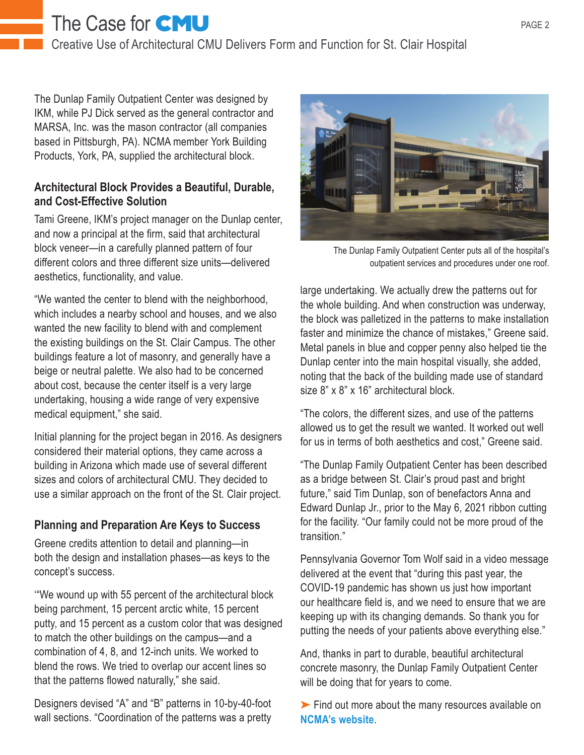The Dunlap Family Outpatient Center was designed by IKM, while PJ Dick served as the general contractor and MARSA, Inc. was the mason contractor (all companies based in Pittsburgh, PA). NCMA member York Building Products, York, PA, supplied the architectural block.

### Architectural Block Provides a Beautiful, Durable, and Cost-Effective Solution

Tami Greene, IKM's project manager on the Dunlap center, and now a principal at the firm, said that architectural block veneer—in a carefully planned pattern of four different colors and three different size units—delivered aesthetics, functionality, and value.

"We wanted the center to blend with the neighborhood, which includes a nearby school and houses, and we also wanted the new facility to blend with and complement the existing buildings on the St. Clair Campus. The other buildings feature a lot of masonry, and generally have a beige or neutral palette. We also had to be concerned about cost, because the center itself is a very large undertaking, housing a wide range of very expensive medical equipment," she said.

Initial planning for the project began in 2016. As designers considered their material options, they came across a building in Arizona which made use of several different sizes and colors of architectural CMU. They decided to use a similar approach on the front of the St. Clair project.

### Planning and Preparation Are Keys to Success

Greene credits attention to detail and planning—in both the design and installation phases—as keys to the concept's success.

"'We wound up with 55 percent of the architectural block being parchment, 15 percent arctic white, 15 percent putty, and 15 percent as a custom color that was designed to match the other buildings on the campus—and a combination of 4, 8, and 12-inch units. We worked to blend the rows. We tried to overlap our accent lines so that the patterns flowed naturally," she said.

Designers devised "A" and "B" patterns in 10-by-40-foot wall sections. "Coordination of the patterns was a pretty large undertaking. We actually drew the patterns out for the whole building. And when construction was underway, the block was palletized in the patterns to make installation faster and minimize the chance of mistakes," Greene said. Metal panels in blue and copper penny also helped tie the Dunlap center into the main hospital visually, she added, noting that the back of the building made use of standard size 8" x 8" x 16" architectural block.

The Dunlap Family Outpatient Center puts all of the hospital's outpatient services and procedures under one roof.

"The colors, the different sizes, and use of the patterns allowed us to get the result we wanted. It worked out well for us in terms of both aesthetics and cost," Greene said.

"The Dunlap Family Outpatient Center has been described as a bridge between St. Clair's proud past and bright future," said Tim Dunlap, son of benefactors Anna and Edward Dunlap Jr., prior to the May 6, 2021 ribbon cutting for the facility. "Our family could not be more proud of the transition."

Pennsylvania Governor Tom Wolf said in a video message delivered at the event that "during this past year, the COVID-19 pandemic has shown us just how important our healthcare field is, and we need to ensure that we are keeping up with its changing demands. So thank you for putting the needs of your patients above everything else."

And, thanks in part to durable, beautiful architectural concrete masonry, the Dunlap Family Outpatient Center will be doing that for years to come.

➤ Find out more about the many resources available on **NCMA's website**.